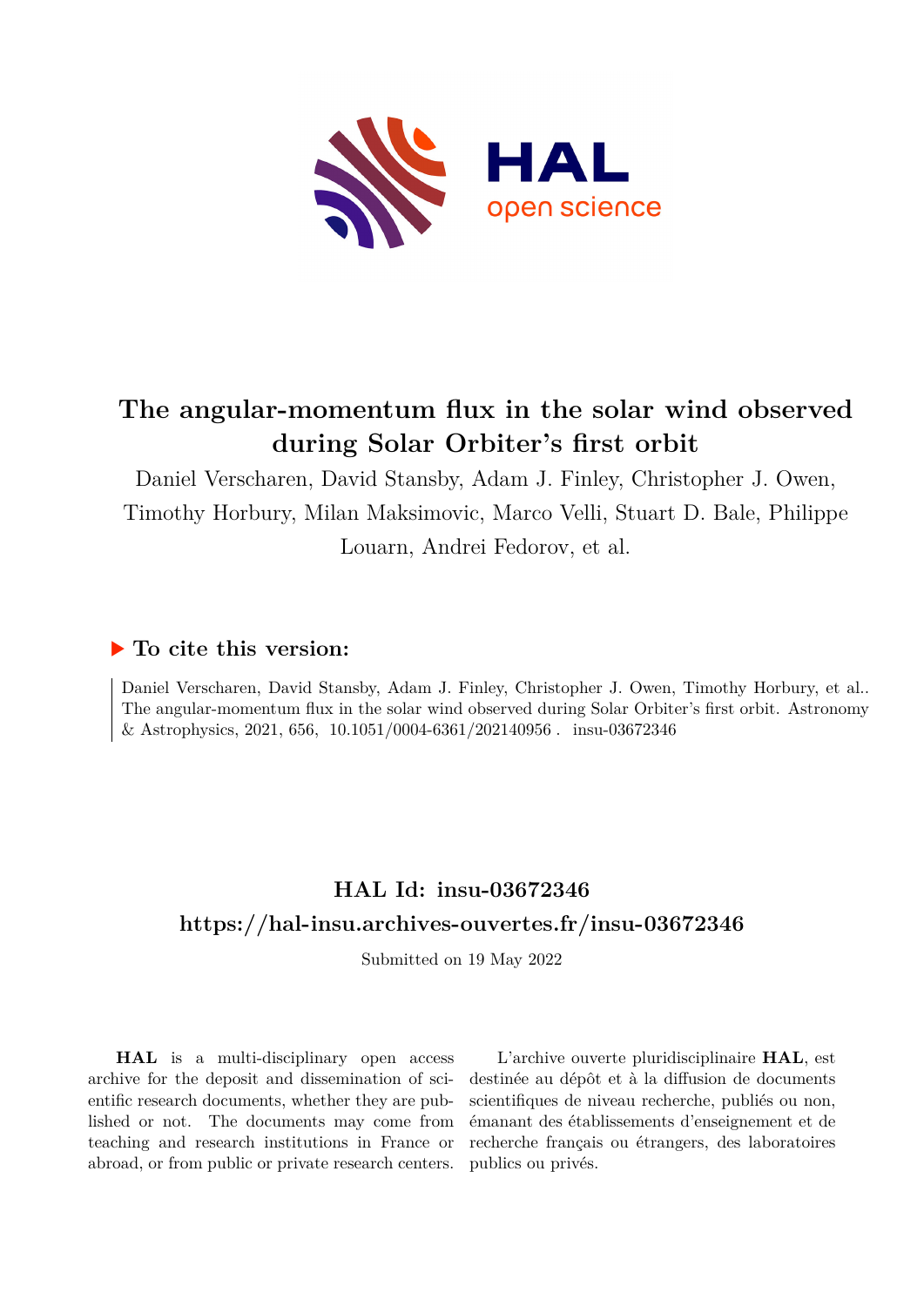# The angular-momentum flux in the solar wind observed during Solar Orbiter's first orbit

Daniel Verscharen, David Stansby, Adam J. Finley, Christopher J. Owen, Timothy Horbury, Milan Maksimovic, Marco Velli, Stuart D. Bale, Philippe Louarn, Andrei Fedorov, et al.

## To cite this version:

Daniel Verscharen, David Stansby, Adam J. Finley, Christopher J. Owen, Timothy Horbury, et al.. The angular-momentum flux in the solar wind observed during Solar Orbiter's first orbit. Astronomy & Astrophysics, 2021, 656, 10.1051/0004-6361/202140956 . insu-03672346

## HAL Id: insu-03672346

## https://hal-insu.archives-ouvertes.fr/insu-03672346

Submitted on 19 May 2022

**HAL** is a multi-disciplinary open access archive for the deposit and dissemination of scientific research documents, whether they are published or not. The documents may come from teaching and research institutions in France or abroad, or from public or private research centers.

L'archive ouverte pluridisciplinaire **HAL**, est destinée au dépôt et à la diffusion de documents scientifiques de niveau recherche, publiés ou non, émanant des établissements d'enseignement et de recherche français ou étrangers, des laboratoires publics ou privés.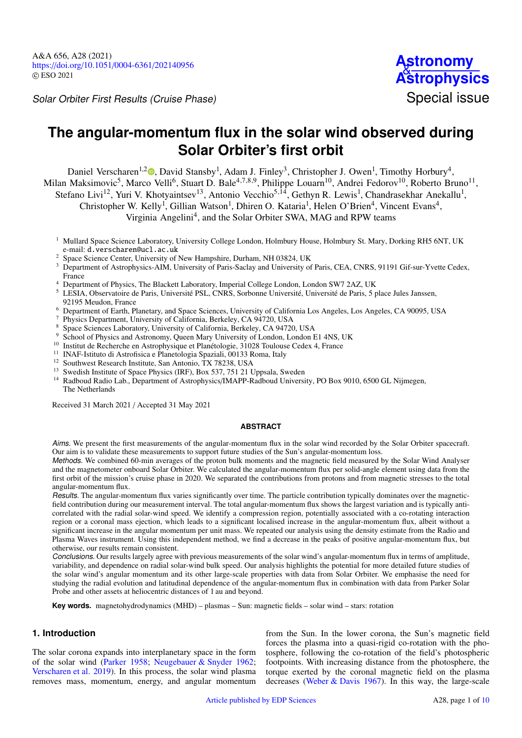# The angular-momentum flux in the solar wind observed during Solar Orbiter's first orbit

Daniel Verscharen[1,2], David Stansby[1], Adam J. Finley[3], Christopher J. Owen[1], Timothy Horbury[4], Milan Maksimovic[5], Marco Velli[6], Stuart D. Bale[4,7,8,9], Philippe Louarn[10], Andrei Fedorov[10], Roberto Bruno[11], Stefano Livi[12], Yuri V. Khotyaintsev[13], Antonio Vecchio[5,14], Gethyn R. Lewis[1], Chandrasekhar Anekallu[1], Christopher W. Kelly[1], Gillian Watson[1], Dhiren O. Kataria[1], Helen O'Brien[4], Vincent Evans[4], Virginia Angelini[4], and the Solar Orbiter SWA, MAG and RPW teams

[1] Mullard Space Science Laboratory, University College London, Holmbury House, Holmbury St. Mary, Dorking RH5 6NT, UK
e-mail: d.verscharen@ucl.ac.uk
[2] Space Science Center, University of New Hampshire, Durham, NH 03824, UK
[3] Department of Astrophysics-AIM, University of Paris-Saclay and University of Paris, CEA, CNRS, 91191 Gif-sur-Yvette Cedex, France
[4] Department of Physics, The Blackett Laboratory, Imperial College London, London SW7 2AZ, UK
[5] LESIA, Observatoire de Paris, Université PSL, CNRS, Sorbonne Université, Université de Paris, 5 place Jules Janssen, 92195 Meudon, France
[6] Department of Earth, Planetary, and Space Sciences, University of California Los Angeles, Los Angeles, CA 90095, USA
[7] Physics Department, University of California, Berkeley, CA 94720, USA
[8] Space Sciences Laboratory, University of California, Berkeley, CA 94720, USA
[9] School of Physics and Astronomy, Queen Mary University of London, London E1 4NS, UK
[10] Institut de Recherche en Astrophysique et Planétologie, 31028 Toulouse Cedex 4, France
[11] INAF-Istituto di Astrofisica e Planetologia Spaziali, 00133 Roma, Italy
[12] Southwest Research Institute, San Antonio, TX 78238, USA
[13] Swedish Institute of Space Physics (IRF), Box 537, 751 21 Uppsala, Sweden
[14] Radboud Radio Lab., Department of Astrophysics/IMAPP-Radboud University, PO Box 9010, 6500 GL Nijmegen, The Netherlands

Received 31 March 2021 / Accepted 31 May 2021

## ABSTRACT

*Aims.* We present the first measurements of the angular-momentum flux in the solar wind recorded by the Solar Orbiter spacecraft. Our aim is to validate these measurements to support future studies of the Sun's angular-momentum loss.

*Methods.* We combined 60-min averages of the proton bulk moments and the magnetic field measured by the Solar Wind Analyser and the magnetometer onboard Solar Orbiter. We calculated the angular-momentum flux per solid-angle element using data from the first orbit of the mission's cruise phase in 2020. We separated the contributions from protons and from magnetic stresses to the total angular-momentum flux.

*Results.* The angular-momentum flux varies significantly over time. The particle contribution typically dominates over the magnetic-field contribution during our measurement interval. The total angular-momentum flux shows the largest variation and is typically anti-correlated with the radial solar-wind speed. We identify a compression region, possibly associated with a co-rotating interaction region or a coronal mass ejection, which leads to a significant localised increase in the angular-momentum flux, albeit without a significant increase in the angular momentum per unit mass. We repeated our analysis using the density estimate from the Radio and Plasma Waves instrument. Using this independent method, we find a decrease in the peaks of positive angular-momentum flux, but otherwise, our results remain consistent.

*Conclusions.* Our results largely agree with previous measurements of the solar wind's angular-momentum flux in terms of amplitude, variability, and dependence on radial solar-wind bulk speed. Our analysis highlights the potential for more detailed future studies of the solar wind's angular momentum and its other large-scale properties with data from Solar Orbiter. We emphasise the need for studying the radial evolution and latitudinal dependence of the angular-momentum flux in combination with data from Parker Solar Probe and other assets at heliocentric distances of 1 au and beyond.

**Key words.** magnetohydrodynamics (MHD) – plasmas – Sun: magnetic fields – solar wind – stars: rotation

## 1. Introduction

The solar corona expands into interplanetary space in the form of the solar wind (Parker 1958; Neugebauer & Snyder 1962; Verscharen et al. 2019). In this process, the solar wind plasma removes mass, momentum, energy, and angular momentum from the Sun. In the lower corona, the Sun's magnetic field forces the plasma into a quasi-rigid co-rotation with the photosphere, following the co-rotation of the field's photospheric footpoints. With increasing distance from the photosphere, the torque exerted by the coronal magnetic field on the plasma decreases (Weber & Davis 1967). In this way, the large-scale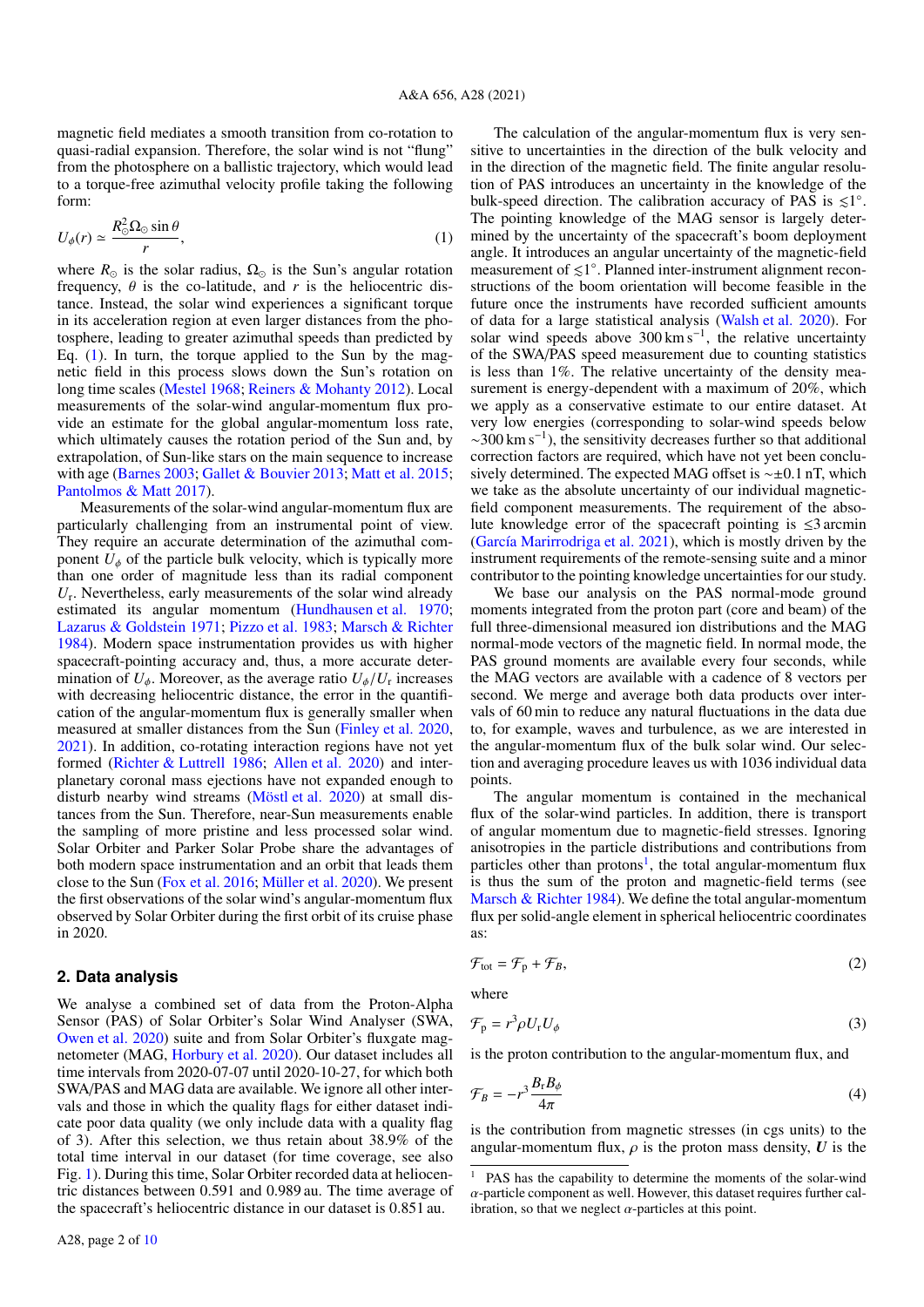magnetic field mediates a smooth transition from co-rotation to quasi-radial expansion. Therefore, the solar wind is not "flung" from the photosphere on a ballistic trajectory, which would lead to a torque-free azimuthal velocity profile taking the following form:

$$U_\phi(r) \simeq \frac{R_\odot^2 \Omega_\odot \sin\theta}{r}, \tag{1}$$

where $R_\odot$ is the solar radius, $\Omega_\odot$ is the Sun's angular rotation frequency, $\theta$ is the co-latitude, and $r$ is the heliocentric distance. Instead, the solar wind experiences a significant torque in its acceleration region at even larger distances from the photosphere, leading to greater azimuthal speeds than predicted by Eq. (1). In turn, the torque applied to the Sun by the magnetic field in this process slows down the Sun's rotation on long time scales (Mestel 1968; Reiners & Mohanty 2012). Local measurements of the solar-wind angular-momentum flux provide an estimate for the global angular-momentum loss rate, which ultimately causes the rotation period of the Sun and, by extrapolation, of Sun-like stars on the main sequence to increase with age (Barnes 2003; Gallet & Bouvier 2013; Matt et al. 2015; Pantolmos & Matt 2017).

Measurements of the solar-wind angular-momentum flux are particularly challenging from an instrumental point of view. They require an accurate determination of the azimuthal component $U_\phi$ of the particle bulk velocity, which is typically more than one order of magnitude less than its radial component $U_r$. Nevertheless, early measurements of the solar wind already estimated its angular momentum (Hundhausen et al. 1970; Lazarus & Goldstein 1971; Pizzo et al. 1983; Marsch & Richter 1984). Modern space instrumentation provides us with higher spacecraft-pointing accuracy and, thus, a more accurate determination of $U_\phi$. Moreover, as the average ratio $U_\phi/U_r$ increases with decreasing heliocentric distance, the error in the quantification of the angular-momentum flux is generally smaller when measured at smaller distances from the Sun (Finley et al. 2020, 2021). In addition, co-rotating interaction regions have not yet formed (Richter & Luttrell 1986; Allen et al. 2020) and interplanetary coronal mass ejections have not expanded enough to disturb nearby wind streams (Möstl et al. 2020) at small distances from the Sun. Therefore, near-Sun measurements enable the sampling of more pristine and less processed solar wind. Solar Orbiter and Parker Solar Probe share the advantages of both modern space instrumentation and an orbit that leads them close to the Sun (Fox et al. 2016; Müller et al. 2020). We present the first observations of the solar wind's angular-momentum flux observed by Solar Orbiter during the first orbit of its cruise phase in 2020.

## 2. Data analysis

We analyse a combined set of data from the Proton-Alpha Sensor (PAS) of Solar Orbiter's Solar Wind Analyser (SWA, Owen et al. 2020) suite and from Solar Orbiter's fluxgate magnetometer (MAG, Horbury et al. 2020). Our dataset includes all time intervals from 2020-07-07 until 2020-10-27, for which both SWA/PAS and MAG data are available. We ignore all other intervals and those in which the quality flags for either dataset indicate poor data quality (we only include data with a quality flag of 3). After this selection, we thus retain about 38.9% of the total time interval in our dataset (for time coverage, see also Fig. 1). During this time, Solar Orbiter recorded data at heliocentric distances between 0.591 and 0.989 au. The time average of the spacecraft's heliocentric distance in our dataset is 0.851 au.

The calculation of the angular-momentum flux is very sensitive to uncertainties in the direction of the bulk velocity and in the direction of the magnetic field. The finite angular resolution of PAS introduces an uncertainty in the knowledge of the bulk-speed direction. The calibration accuracy of PAS is $\lesssim 1°$. The pointing knowledge of the MAG sensor is largely determined by the uncertainty of the spacecraft's boom deployment angle. It introduces an angular uncertainty of the magnetic-field measurement of $\lesssim 1°$. Planned inter-instrument alignment reconstructions of the boom orientation will become feasible in the future once the instruments have recorded sufficient amounts of data for a large statistical analysis (Walsh et al. 2020). For solar wind speeds above $300\,\mathrm{km\,s^{-1}}$, the relative uncertainty of the SWA/PAS speed measurement due to counting statistics is less than 1%. The relative uncertainty of the density measurement is energy-dependent with a maximum of 20%, which we apply as a conservative estimate to our entire dataset. At very low energies (corresponding to solar-wind speeds below $\sim 300\,\mathrm{km\,s^{-1}}$), the sensitivity decreases further so that additional correction factors are required, which have not yet been conclusively determined. The expected MAG offset is $\sim\pm 0.1$ nT, which we take as the absolute uncertainty of our individual magnetic-field component measurements. The requirement of the absolute knowledge error of the spacecraft pointing is $\leq 3$ arcmin (García Marirrodriga et al. 2021), which is mostly driven by the instrument requirements of the remote-sensing suite and a minor contributor to the pointing knowledge uncertainties for our study.

We base our analysis on the PAS normal-mode ground moments integrated from the proton part (core and beam) of the full three-dimensional measured ion distributions and the MAG normal-mode vectors of the magnetic field. In normal mode, the PAS ground moments are available every four seconds, while the MAG vectors are available with a cadence of 8 vectors per second. We merge and average both data products over intervals of 60 min to reduce any natural fluctuations in the data due to, for example, waves and turbulence, as we are interested in the angular-momentum flux of the bulk solar wind. Our selection and averaging procedure leaves us with 1036 individual data points.

The angular momentum is contained in the mechanical flux of the solar-wind particles. In addition, there is transport of angular momentum due to magnetic-field stresses. Ignoring anisotropies in the particle distributions and contributions from particles other than protons[1], the total angular-momentum flux is thus the sum of the proton and magnetic-field terms (see Marsch & Richter 1984). We define the total angular-momentum flux per solid-angle element in spherical heliocentric coordinates as:

$$\mathcal{F}_{\mathrm{tot}} = \mathcal{F}_{\mathrm{p}} + \mathcal{F}_B, \tag{2}$$

where

$$\mathcal{F}_{\mathrm{p}} = r^3 \rho U_r U_\phi \tag{3}$$

is the proton contribution to the angular-momentum flux, and

$$\mathcal{F}_B = -r^3 \frac{B_r B_\phi}{4\pi} \tag{4}$$

is the contribution from magnetic stresses (in cgs units) to the angular-momentum flux, $\rho$ is the proton mass density, $\boldsymbol{U}$ is the

[1] PAS has the capability to determine the moments of the solar-wind $\alpha$-particle component as well. However, this dataset requires further calibration, so that we neglect $\alpha$-particles at this point.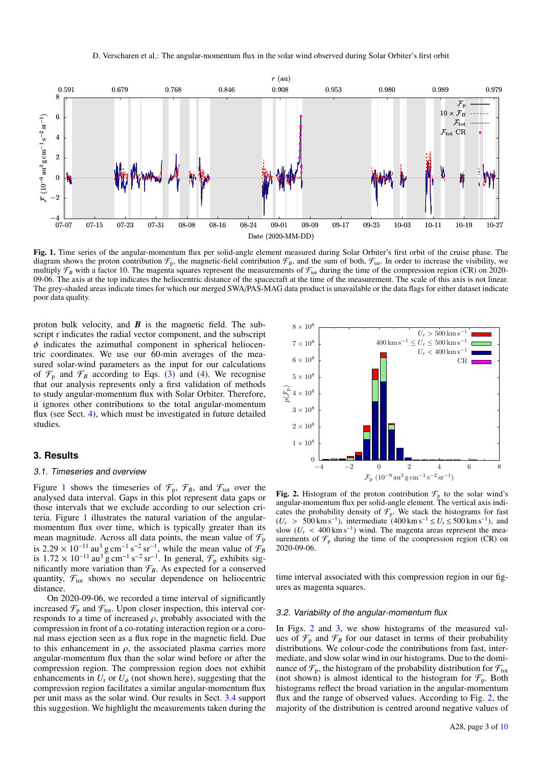**Fig. 1.** Time series of the angular-momentum flux per solid-angle element measured during Solar Orbiter's first orbit of the cruise phase. The diagram shows the proton contribution $\mathcal{F}_\mathrm{p}$, the magnetic-field contribution $\mathcal{F}_B$, and the sum of both, $\mathcal{F}_\mathrm{tot}$. In order to increase the visibility, we multiply $\mathcal{F}_B$ with a factor 10. The magenta squares represent the measurements of $\mathcal{F}_\mathrm{tot}$ during the time of the compression region (CR) on 2020-09-06. The axis at the top indicates the heliocentric distance of the spacecraft at the time of the measurement. The scale of this axis is not linear. The grey-shaded areas indicate times for which our merged SWA/PAS-MAG data product is unavailable or the data flags for either dataset indicate poor data quality.

proton bulk velocity, and $\boldsymbol{B}$ is the magnetic field. The subscript r indicates the radial vector component, and the subscript $\phi$ indicates the azimuthal component in spherical heliocentric coordinates. We use our 60-min averages of the measured solar-wind parameters as the input for our calculations of $\mathcal{F}_\mathrm{p}$ and $\mathcal{F}_B$ according to Eqs. (3) and (4). We recognise that our analysis represents only a first validation of methods to study angular-momentum flux with Solar Orbiter. Therefore, it ignores other contributions to the total angular-momentum flux (see Sect. 4), which must be investigated in future detailed studies.

## 3. Results

### 3.1. Timeseries and overview

Figure 1 shows the timeseries of $\mathcal{F}_\mathrm{p}$, $\mathcal{F}_B$, and $\mathcal{F}_\mathrm{tot}$ over the analysed data interval. Gaps in this plot represent data gaps or those intervals that we exclude according to our selection criteria. Figure 1 illustrates the natural variation of the angular-momentum flux over time, which is typically greater than its mean magnitude. Across all data points, the mean value of $\mathcal{F}_\mathrm{p}$ is $2.29\times10^{-11}\,\mathrm{au^3\,g\,cm^{-1}\,s^{-2}\,sr^{-1}}$, while the mean value of $\mathcal{F}_B$ is $1.72\times10^{-11}\,\mathrm{au^3\,g\,cm^{-1}\,s^{-2}\,sr^{-1}}$. In general, $\mathcal{F}_\mathrm{p}$ exhibits significantly more variation than $\mathcal{F}_B$. As expected for a conserved quantity, $\mathcal{F}_\mathrm{tot}$ shows no secular dependence on heliocentric distance.

On 2020-09-06, we recorded a time interval of significantly increased $\mathcal{F}_\mathrm{p}$ and $\mathcal{F}_\mathrm{tot}$. Upon closer inspection, this interval corresponds to a time of increased $\rho$, probably associated with the compression in front of a co-rotating interaction region or a coronal mass ejection seen as a flux rope in the magnetic field. Due to this enhancement in $\rho$, the associated plasma carries more angular-momentum flux than the solar wind before or after the compression region. The compression region does not exhibit enhancements in $U_\mathrm{r}$ or $U_\phi$ (not shown here), suggesting that the compression region facilitates a similar angular-momentum flux per unit mass as the solar wind. Our results in Sect. 3.4 support this suggestion. We highlight the measurements taken during the time interval associated with this compression region in our figures as magenta squares.

**Fig. 2.** Histogram of the proton contribution $\mathcal{F}_\mathrm{p}$ to the solar wind's angular-momentum flux per solid-angle element. The vertical axis indicates the probability density of $\mathcal{F}_\mathrm{p}$. We stack the histograms for fast ($U_\mathrm{r} > 500\,\mathrm{km\,s^{-1}}$), intermediate ($400\,\mathrm{km\,s^{-1}} \le U_\mathrm{r} \le 500\,\mathrm{km\,s^{-1}}$), and slow ($U_\mathrm{r} < 400\,\mathrm{km\,s^{-1}}$) wind. The magenta areas represent the measurements of $\mathcal{F}_\mathrm{p}$ during the time of the compression region (CR) on 2020-09-06.

### 3.2. Variability of the angular-momentum flux

In Figs. 2 and 3, we show histograms of the measured values of $\mathcal{F}_\mathrm{p}$ and $\mathcal{F}_B$ for our dataset in terms of their probability distributions. We colour-code the contributions from fast, intermediate, and slow solar wind in our histograms. Due to the dominance of $\mathcal{F}_\mathrm{p}$, the histogram of the probability distribution for $\mathcal{F}_\mathrm{tot}$ (not shown) is almost identical to the histogram for $\mathcal{F}_\mathrm{p}$. Both histograms reflect the broad variation in the angular-momentum flux and the range of observed values. According to Fig. 2, the majority of the distribution is centred around negative values of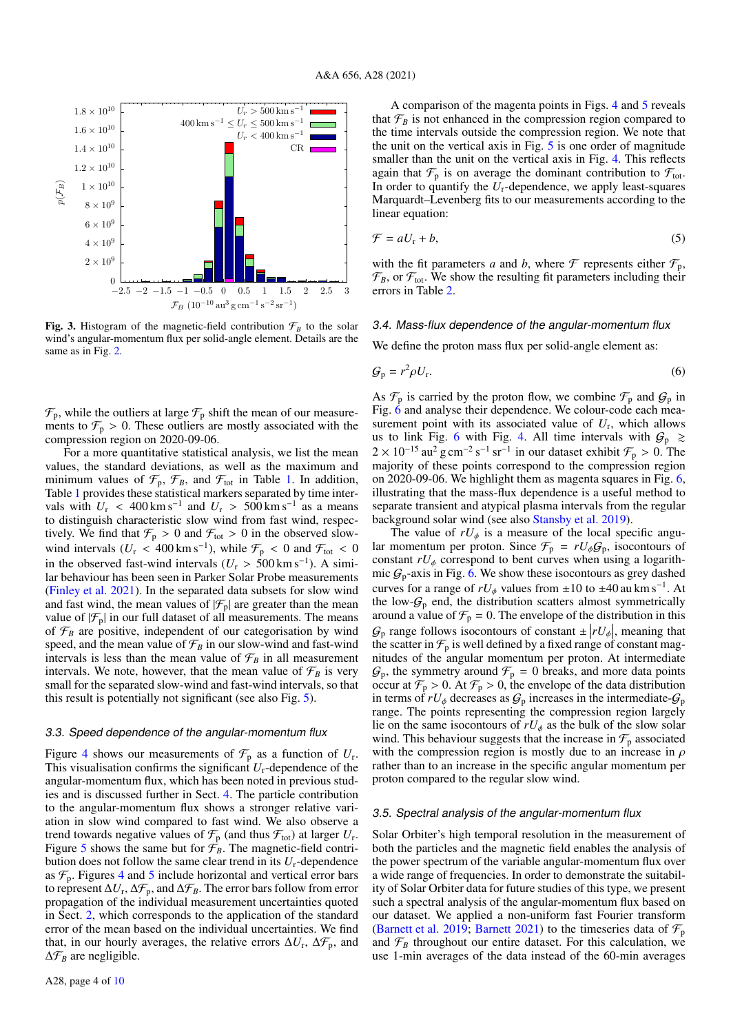**Fig. 3.** Histogram of the magnetic-field contribution $\mathcal{F}_B$ to the solar wind's angular-momentum flux per solid-angle element. Details are the same as in Fig. 2.

$\mathcal{F}_\mathrm{p}$, while the outliers at large $\mathcal{F}_\mathrm{p}$ shift the mean of our measurements to $\mathcal{F}_\mathrm{p} > 0$. These outliers are mostly associated with the compression region on 2020-09-06.

For a more quantitative statistical analysis, we list the mean values, the standard deviations, as well as the maximum and minimum values of $\mathcal{F}_\mathrm{p}$, $\mathcal{F}_B$, and $\mathcal{F}_\mathrm{tot}$ in Table 1. In addition, Table 1 provides these statistical markers separated by time intervals with $U_\mathrm{r} < 400\,\mathrm{km\,s^{-1}}$ and $U_\mathrm{r} > 500\,\mathrm{km\,s^{-1}}$ as a means to distinguish characteristic slow wind from fast wind, respectively. We find that $\mathcal{F}_\mathrm{p} > 0$ and $\mathcal{F}_\mathrm{tot} > 0$ in the observed slow-wind intervals ($U_\mathrm{r} < 400\,\mathrm{km\,s^{-1}}$), while $\mathcal{F}_\mathrm{p} < 0$ and $\mathcal{F}_\mathrm{tot} < 0$ in the observed fast-wind intervals ($U_\mathrm{r} > 500\,\mathrm{km\,s^{-1}}$). A similar behaviour has been seen in Parker Solar Probe measurements (Finley et al. 2021). In the separated data subsets for slow wind and fast wind, the mean values of $|\mathcal{F}_\mathrm{p}|$ are greater than the mean value of $|\mathcal{F}_\mathrm{p}|$ in our full dataset of all measurements. The means of $\mathcal{F}_B$ are positive, independent of our categorisation by wind speed, and the mean value of $\mathcal{F}_B$ in our slow-wind and fast-wind intervals is less than the mean value of $\mathcal{F}_B$ in all measurement intervals. We note, however, that the mean value of $\mathcal{F}_B$ is very small for the separated slow-wind and fast-wind intervals, so that this result is potentially not significant (see also Fig. 5).

### 3.3. Speed dependence of the angular-momentum flux

Figure 4 shows our measurements of $\mathcal{F}_\mathrm{p}$ as a function of $U_\mathrm{r}$. This visualisation confirms the significant $U_\mathrm{r}$-dependence of the angular-momentum flux, which has been noted in previous studies and is discussed further in Sect. 4. The particle contribution to the angular-momentum flux shows a stronger relative variation in slow wind compared to fast wind. We also observe a trend towards negative values of $\mathcal{F}_\mathrm{p}$ (and thus $\mathcal{F}_\mathrm{tot}$) at larger $U_\mathrm{r}$. Figure 5 shows the same but for $\mathcal{F}_B$. The magnetic-field contribution does not follow the same clear trend in its $U_\mathrm{r}$-dependence as $\mathcal{F}_\mathrm{p}$. Figures 4 and 5 include horizontal and vertical error bars to represent $\Delta U_\mathrm{r}$, $\Delta\mathcal{F}_\mathrm{p}$, and $\Delta\mathcal{F}_B$. The error bars follow from error propagation of the individual measurement uncertainties quoted in Sect. 2, which corresponds to the application of the standard error of the mean based on the individual uncertainties. We find that, in our hourly averages, the relative errors $\Delta U_\mathrm{r}$, $\Delta\mathcal{F}_\mathrm{p}$, and $\Delta\mathcal{F}_B$ are negligible.

A comparison of the magenta points in Figs. 4 and 5 reveals that $\mathcal{F}_B$ is not enhanced in the compression region compared to the time intervals outside the compression region. We note that the unit on the vertical axis in Fig. 5 is one order of magnitude smaller than the unit on the vertical axis in Fig. 4. This reflects again that $\mathcal{F}_\mathrm{p}$ is on average the dominant contribution to $\mathcal{F}_\mathrm{tot}$. In order to quantify the $U_\mathrm{r}$-dependence, we apply least-squares Marquardt–Levenberg fits to our measurements according to the linear equation:

$$\mathcal{F} = aU_\mathrm{r} + b, \tag{5}$$

with the fit parameters $a$ and $b$, where $\mathcal{F}$ represents either $\mathcal{F}_\mathrm{p}$, $\mathcal{F}_B$, or $\mathcal{F}_\mathrm{tot}$. We show the resulting fit parameters including their errors in Table 2.

### 3.4. Mass-flux dependence of the angular-momentum flux

We define the proton mass flux per solid-angle element as:

$$\mathcal{G}_\mathrm{p} = r^2\rho U_\mathrm{r}. \tag{6}$$

As $\mathcal{F}_\mathrm{p}$ is carried by the proton flow, we combine $\mathcal{F}_\mathrm{p}$ and $\mathcal{G}_\mathrm{p}$ in Fig. 6 and analyse their dependence. We colour-code each measurement point with its associated value of $U_\mathrm{r}$, which allows us to link Fig. 6 with Fig. 4. All time intervals with $\mathcal{G}_\mathrm{p} \gtrsim 2\times10^{-15}\,\mathrm{au^2\,g\,cm^{-2}\,s^{-1}\,sr^{-1}}$ in our dataset exhibit $\mathcal{F}_\mathrm{p} > 0$. The majority of these points correspond to the compression region on 2020-09-06. We highlight them as magenta squares in Fig. 6, illustrating that the mass-flux dependence is a useful method to separate transient and atypical plasma intervals from the regular background solar wind (see also Stansby et al. 2019).

The value of $rU_\phi$ is a measure of the local specific angular momentum per proton. Since $\mathcal{F}_\mathrm{p} = rU_\phi\mathcal{G}_\mathrm{p}$, isocontours of constant $rU_\phi$ correspond to bent curves when using a logarithmic $\mathcal{G}_\mathrm{p}$-axis in Fig. 6. We show these isocontours as grey dashed curves for a range of $rU_\phi$ values from $\pm10$ to $\pm40\,\mathrm{au\,km\,s^{-1}}$. At the low-$\mathcal{G}_\mathrm{p}$ end, the distribution scatters almost symmetrically around a value of $\mathcal{F}_\mathrm{p} = 0$. The envelope of the distribution in this $\mathcal{G}_\mathrm{p}$ range follows isocontours of constant $\pm|rU_\phi|$, meaning that the scatter in $\mathcal{F}_\mathrm{p}$ is well defined by a fixed range of constant magnitudes of the angular momentum per proton. At intermediate $\mathcal{G}_\mathrm{p}$, the symmetry around $\mathcal{F}_\mathrm{p} = 0$ breaks, and more data points occur at $\mathcal{F}_\mathrm{p} > 0$. At $\mathcal{F}_\mathrm{p} > 0$, the envelope of the data distribution in terms of $rU_\phi$ decreases as $\mathcal{G}_\mathrm{p}$ increases in the intermediate-$\mathcal{G}_\mathrm{p}$ range. The points representing the compression region largely lie on the same isocontours of $rU_\phi$ as the bulk of the slow solar wind. This behaviour suggests that the increase in $\mathcal{F}_\mathrm{p}$ associated with the compression region is mostly due to an increase in $\rho$ rather than to an increase in the specific angular momentum per proton compared to the regular slow wind.

### 3.5. Spectral analysis of the angular-momentum flux

Solar Orbiter's high temporal resolution in the measurement of both the particles and the magnetic field enables the analysis of the power spectrum of the variable angular-momentum flux over a wide range of frequencies. In order to demonstrate the suitability of Solar Orbiter data for future studies of this type, we present such a spectral analysis of the angular-momentum flux based on our dataset. We applied a non-uniform fast Fourier transform (Barnett et al. 2019; Barnett 2021) to the timeseries data of $\mathcal{F}_\mathrm{p}$ and $\mathcal{F}_B$ throughout our entire dataset. For this calculation, we use 1-min averages of the data instead of the 60-min averages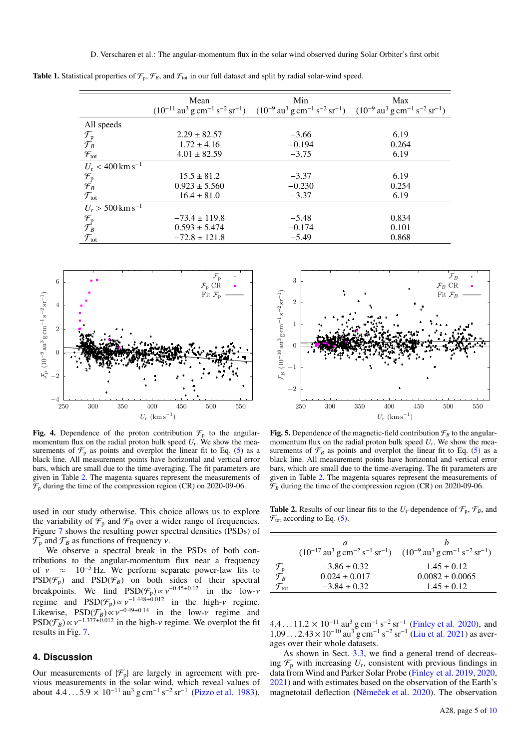**Table 1.** Statistical properties of $\mathcal{F}_p$, $\mathcal{F}_B$, and $\mathcal{F}_{tot}$ in our full dataset and split by radial solar-wind speed.

| | Mean ($10^{-11}$ au$^3$ g cm$^{-1}$ s$^{-2}$ sr$^{-1}$) | Min ($10^{-9}$ au$^3$ g cm$^{-1}$ s$^{-2}$ sr$^{-1}$) | Max ($10^{-9}$ au$^3$ g cm$^{-1}$ s$^{-2}$ sr$^{-1}$) |
|---|---|---|---|
| All speeds | | | |
| $\mathcal{F}_p$ | $2.29 \pm 82.57$ | $-3.66$ | $6.19$ |
| $\mathcal{F}_B$ | $1.72 \pm 4.16$ | $-0.194$ | $0.264$ |
| $\mathcal{F}_{tot}$ | $4.01 \pm 82.59$ | $-3.75$ | $6.19$ |
| $U_r < 400$ km s$^{-1}$ | | | |
| $\mathcal{F}_p$ | $15.5 \pm 81.2$ | $-3.37$ | $6.19$ |
| $\mathcal{F}_B$ | $0.923 \pm 5.560$ | $-0.230$ | $0.254$ |
| $\mathcal{F}_{tot}$ | $16.4 \pm 81.0$ | $-3.37$ | $6.19$ |
| $U_r > 500$ km s$^{-1}$ | | | |
| $\mathcal{F}_p$ | $-73.4 \pm 119.8$ | $-5.48$ | $0.834$ |
| $\mathcal{F}_B$ | $0.593 \pm 5.474$ | $-0.174$ | $0.101$ |
| $\mathcal{F}_{tot}$ | $-72.8 \pm 121.8$ | $-5.49$ | $0.868$ |

**Fig. 4.** Dependence of the proton contribution $\mathcal{F}_p$ to the angular-momentum flux on the radial proton bulk speed $U_r$. We show the measurements of $\mathcal{F}_p$ as points and overplot the linear fit to Eq. (5) as a black line. All measurement points have horizontal and vertical error bars, which are small due to the time-averaging. The fit parameters are given in Table 2. The magenta squares represent the measurements of $\mathcal{F}_p$ during the time of the compression region (CR) on 2020-09-06.

**Fig. 5.** Dependence of the magnetic-field contribution $\mathcal{F}_B$ to the angular-momentum flux on the radial proton bulk speed $U_r$. We show the measurements of $\mathcal{F}_B$ as points and overplot the linear fit to Eq. (5) as a black line. All measurement points have horizontal and vertical error bars, which are small due to the time-averaging. The fit parameters are given in Table 2. The magenta squares represent the measurements of $\mathcal{F}_B$ during the time of the compression region (CR) on 2020-09-06.

used in our study otherwise. This choice allows us to explore the variability of $\mathcal{F}_p$ and $\mathcal{F}_B$ over a wider range of frequencies. Figure 7 shows the resulting power spectral densities (PSDs) of $\mathcal{F}_p$ and $\mathcal{F}_B$ as functions of frequency $\nu$.

We observe a spectral break in the PSDs of both contributions to the angular-momentum flux near a frequency of $\nu \approx 10^{-5}$ Hz. We perform separate power-law fits to PSD($\mathcal{F}_p$) and PSD($\mathcal{F}_B$) on both sides of their spectral breakpoints. We find PSD($\mathcal{F}_p$) $\propto \nu^{-0.45\pm0.12}$ in the low-$\nu$ regime and PSD($\mathcal{F}_p$) $\propto \nu^{-1.448\pm0.012}$ in the high-$\nu$ regime. Likewise, PSD($\mathcal{F}_B$) $\propto \nu^{-0.49\pm0.14}$ in the low-$\nu$ regime and PSD($\mathcal{F}_B$) $\propto \nu^{-1.377\pm0.012}$ in the high-$\nu$ regime. We overplot the fit results in Fig. 7.

## 4. Discussion

Our measurements of $|\mathcal{F}_p|$ are largely in agreement with previous measurements in the solar wind, which reveal values of about $4.4 \ldots 5.9 \times 10^{-11}$ au$^3$ g cm$^{-1}$ s$^{-2}$ sr$^{-1}$ (Pizzo et al. 1983), $4.4 \ldots 11.2 \times 10^{-11}$ au$^3$ g cm$^{-1}$ s$^{-2}$ sr$^{-1}$ (Finley et al. 2020), and $1.09 \ldots 2.43 \times 10^{-10}$ au$^3$ g cm$^{-1}$ s$^{-2}$ sr$^{-1}$ (Liu et al. 2021) as averages over their whole datasets.

**Table 2.** Results of our linear fits to the $U_r$-dependence of $\mathcal{F}_p$, $\mathcal{F}_B$, and $\mathcal{F}_{tot}$ according to Eq. (5).

| | $a$ ($10^{-17}$ au$^3$ g cm$^{-2}$ s$^{-1}$ sr$^{-1}$) | $b$ ($10^{-9}$ au$^3$ g cm$^{-1}$ s$^{-2}$ sr$^{-1}$) |
|---|---|---|
| $\mathcal{F}_p$ | $-3.86 \pm 0.32$ | $1.45 \pm 0.12$ |
| $\mathcal{F}_B$ | $0.024 \pm 0.017$ | $0.0082 \pm 0.0065$ |
| $\mathcal{F}_{tot}$ | $-3.84 \pm 0.32$ | $1.45 \pm 0.12$ |

As shown in Sect. 3.3, we find a general trend of decreasing $\mathcal{F}_p$ with increasing $U_r$, consistent with previous findings in data from Wind and Parker Solar Probe (Finley et al. 2019, 2020, 2021) and with estimates based on the observation of the Earth's magnetotail deflection (Němeček et al. 2020). The observation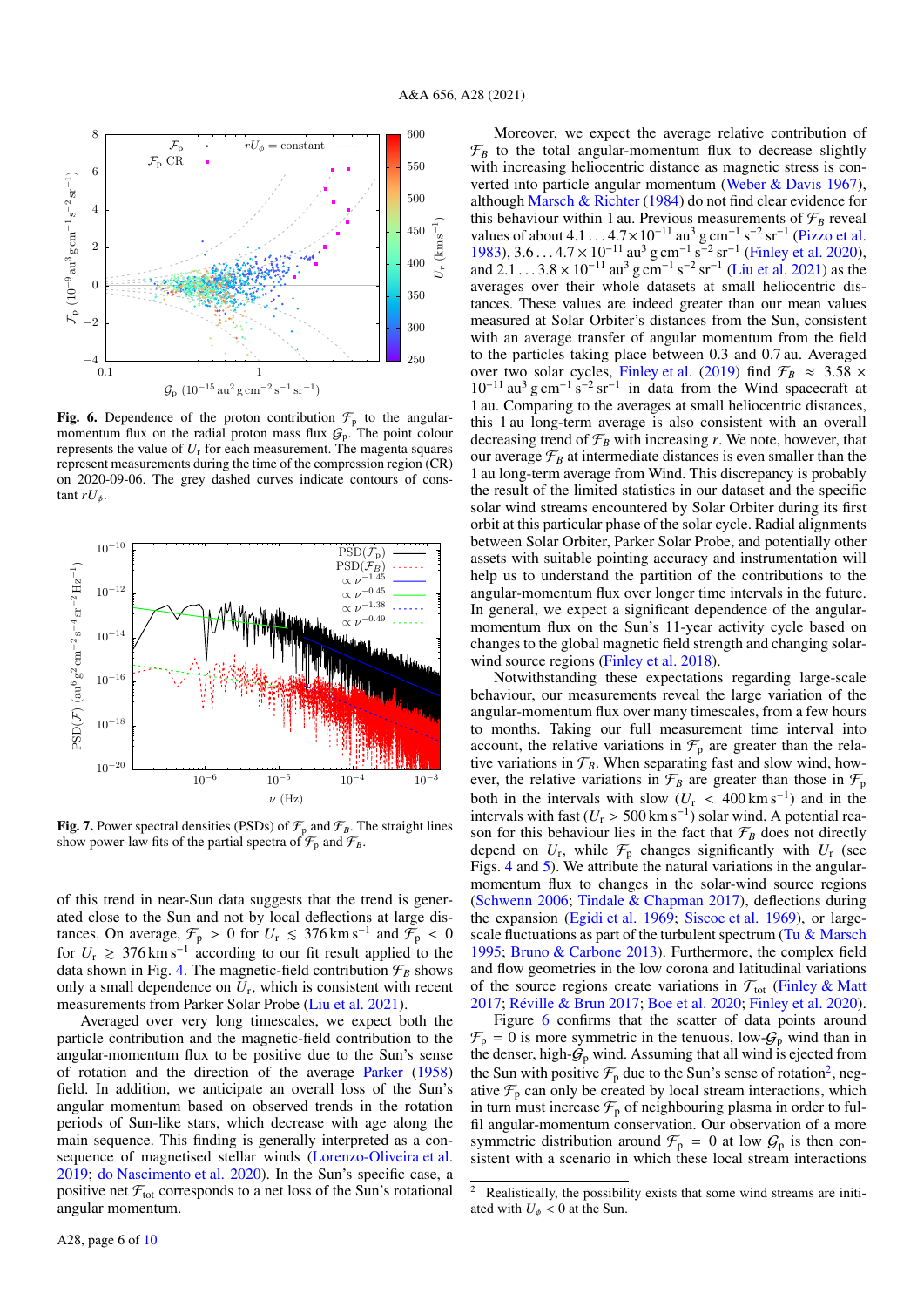**Fig. 6.** Dependence of the proton contribution $\mathcal{F}_p$ to the angular-momentum flux on the radial proton mass flux $\mathcal{G}_p$. The point colour represents the value of $U_r$ for each measurement. The magenta squares represent measurements during the time of the compression region (CR) on 2020-09-06. The grey dashed curves indicate contours of constant $rU_\phi$.

**Fig. 7.** Power spectral densities (PSDs) of $\mathcal{F}_p$ and $\mathcal{F}_B$. The straight lines show power-law fits of the partial spectra of $\mathcal{F}_p$ and $\mathcal{F}_B$.

of this trend in near-Sun data suggests that the trend is generated close to the Sun and not by local deflections at large distances. On average, $\mathcal{F}_p > 0$ for $U_r \lesssim 376\,\mathrm{km\,s^{-1}}$ and $\mathcal{F}_p < 0$ for $U_r \gtrsim 376\,\mathrm{km\,s^{-1}}$ according to our fit result applied to the data shown in Fig. 4. The magnetic-field contribution $\mathcal{F}_B$ shows only a small dependence on $U_r$, which is consistent with recent measurements from Parker Solar Probe (Liu et al. 2021).

Averaged over very long timescales, we expect both the particle contribution and the magnetic-field contribution to the angular-momentum flux to be positive due to the Sun's sense of rotation and the direction of the average Parker (1958) field. In addition, we anticipate an overall loss of the Sun's angular momentum based on observed trends in the rotation periods of Sun-like stars, which decrease with age along the main sequence. This finding is generally interpreted as a consequence of magnetised stellar winds (Lorenzo-Oliveira et al. 2019; do Nascimento et al. 2020). In the Sun's specific case, a positive net $\mathcal{F}_{\mathrm{tot}}$ corresponds to a net loss of the Sun's rotational angular momentum.

Moreover, we expect the average relative contribution of $\mathcal{F}_B$ to the total angular-momentum flux to decrease slightly with increasing heliocentric distance as magnetic stress is converted into particle angular momentum (Weber & Davis 1967), although Marsch & Richter (1984) do not find clear evidence for this behaviour within 1 au. Previous measurements of $\mathcal{F}_B$ reveal values of about $4.1\ldots4.7\times10^{-11}\,\mathrm{au^3\,g\,cm^{-1}\,s^{-2}\,sr^{-1}}$ (Pizzo et al. 1983), $3.6\ldots4.7\times10^{-11}\,\mathrm{au^3\,g\,cm^{-1}\,s^{-2}\,sr^{-1}}$ (Finley et al. 2020), and $2.1\ldots3.8\times10^{-11}\,\mathrm{au^3\,g\,cm^{-1}\,s^{-2}\,sr^{-1}}$ (Liu et al. 2021) as the averages over their whole datasets at small heliocentric distances. These values are indeed greater than our mean values measured at Solar Orbiter's distances from the Sun, consistent with an average transfer of angular momentum from the field to the particles taking place between 0.3 and 0.7 au. Averaged over two solar cycles, Finley et al. (2019) find $\mathcal{F}_B \approx 3.58\times10^{-11}\,\mathrm{au^3\,g\,cm^{-1}\,s^{-2}\,sr^{-1}}$ in data from the Wind spacecraft at 1 au. Comparing to the averages at small heliocentric distances, this 1 au long-term average is also consistent with an overall decreasing trend of $\mathcal{F}_B$ with increasing $r$. We note, however, that our average $\mathcal{F}_B$ at intermediate distances is even smaller than the 1 au long-term average from Wind. This discrepancy is probably the result of the limited statistics in our dataset and the specific solar wind streams encountered by Solar Orbiter during its first orbit at this particular phase of the solar cycle. Radial alignments between Solar Orbiter, Parker Solar Probe, and potentially other assets with suitable pointing accuracy and instrumentation will help us to understand the partition of the contributions to the angular-momentum flux over longer time intervals in the future. In general, we expect a significant dependence of the angular-momentum flux on the Sun's 11-year activity cycle based on changes to the global magnetic field strength and changing solar-wind source regions (Finley et al. 2018).

Notwithstanding these expectations regarding large-scale behaviour, our measurements reveal the large variation of the angular-momentum flux over many timescales, from a few hours to months. Taking our full measurement time interval into account, the relative variations in $\mathcal{F}_p$ are greater than the relative variations in $\mathcal{F}_B$. When separating fast and slow wind, however, the relative variations in $\mathcal{F}_B$ are greater than those in $\mathcal{F}_p$ both in the intervals with slow ($U_r < 400\,\mathrm{km\,s^{-1}}$) and in the intervals with fast ($U_r > 500\,\mathrm{km\,s^{-1}}$) solar wind. A potential reason for this behaviour lies in the fact that $\mathcal{F}_B$ does not directly depend on $U_r$, while $\mathcal{F}_p$ changes significantly with $U_r$ (see Figs. 4 and 5). We attribute the natural variations in the angular-momentum flux to changes in the solar-wind source regions (Schwenn 2006; Tindale & Chapman 2017), deflections during the expansion (Egidi et al. 1969; Siscoe et al. 1969), or large-scale fluctuations as part of the turbulent spectrum (Tu & Marsch 1995; Bruno & Carbone 2013). Furthermore, the complex field and flow geometries in the low corona and latitudinal variations of the source regions create variations in $\mathcal{F}_{\mathrm{tot}}$ (Finley & Matt 2017; Réville & Brun 2017; Boe et al. 2020; Finley et al. 2020).

Figure 6 confirms that the scatter of data points around $\mathcal{F}_p = 0$ is more symmetric in the tenuous, low-$\mathcal{G}_p$ wind than in the denser, high-$\mathcal{G}_p$ wind. Assuming that all wind is ejected from the Sun with positive $\mathcal{F}_p$ due to the Sun's sense of rotation[2], negative $\mathcal{F}_p$ can only be created by local stream interactions, which in turn must increase $\mathcal{F}_p$ of neighbouring plasma in order to fulfil angular-momentum conservation. Our observation of a more symmetric distribution around $\mathcal{F}_p = 0$ at low $\mathcal{G}_p$ is then consistent with a scenario in which these local stream interactions

[2] Realistically, the possibility exists that some wind streams are initiated with $U_\phi < 0$ at the Sun.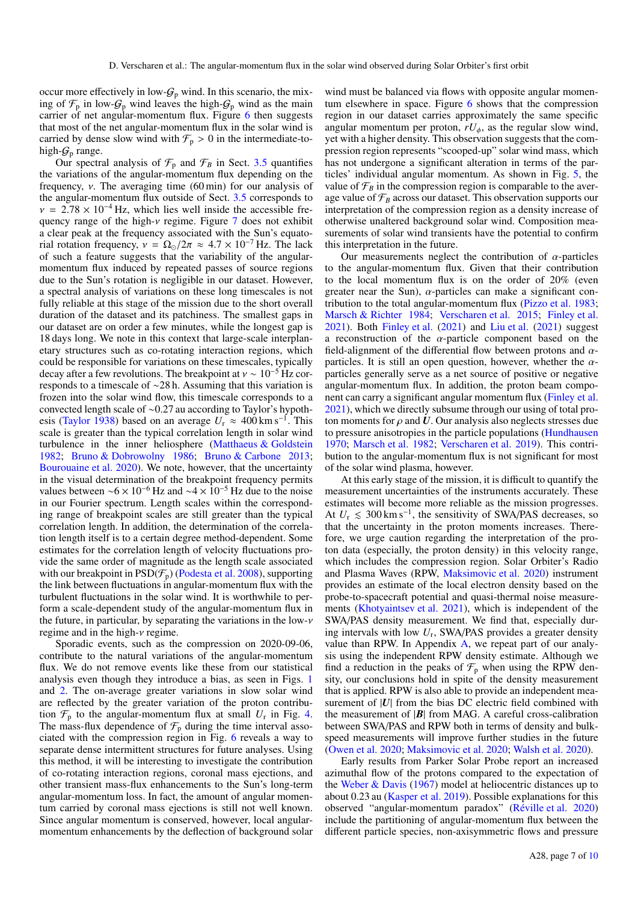occur more effectively in low-$\mathcal{G}_\mathrm{p}$ wind. In this scenario, the mixing of $\mathcal{F}_\mathrm{p}$ in low-$\mathcal{G}_\mathrm{p}$ wind leaves the high-$\mathcal{G}_\mathrm{p}$ wind as the main carrier of net angular-momentum flux. Figure 6 then suggests that most of the net angular-momentum flux in the solar wind is carried by dense slow wind with $\mathcal{F}_\mathrm{p} > 0$ in the intermediate-to-high-$\mathcal{G}_\mathrm{p}$ range.

Our spectral analysis of $\mathcal{F}_\mathrm{p}$ and $\mathcal{F}_B$ in Sect. 3.5 quantifies the variations of the angular-momentum flux depending on the frequency, $\nu$. The averaging time (60 min) for our analysis of the angular-momentum flux outside of Sect. 3.5 corresponds to $\nu = 2.78 \times 10^{-4}$ Hz, which lies well inside the accessible frequency range of the high-$\nu$ regime. Figure 7 does not exhibit a clear peak at the frequency associated with the Sun's equatorial rotation frequency, $\nu = \Omega_\odot/2\pi \approx 4.7 \times 10^{-7}$ Hz. The lack of such a feature suggests that the variability of the angular-momentum flux induced by repeated passes of source regions due to the Sun's rotation is negligible in our dataset. However, a spectral analysis of variations on these long timescales is not fully reliable at this stage of the mission due to the short overall duration of the dataset and its patchiness. The smallest gaps in our dataset are on order a few minutes, while the longest gap is 18 days long. We note in this context that large-scale interplanetary structures such as co-rotating interaction regions, which could be responsible for variations on these timescales, typically decay after a few revolutions. The breakpoint at $\nu \sim 10^{-5}$ Hz corresponds to a timescale of ~28 h. Assuming that this variation is frozen into the solar wind flow, this timescale corresponds to a convected length scale of ~0.27 au according to Taylor's hypothesis (Taylor 1938) based on an average $U_\mathrm{r} \approx 400\,\mathrm{km\,s^{-1}}$. This scale is greater than the typical correlation length in solar wind turbulence in the inner heliosphere (Matthaeus & Goldstein 1982; Bruno & Dobrowolny 1986; Bruno & Carbone 2013; Bourouaine et al. 2020). We note, however, that the uncertainty in the visual determination of the breakpoint frequency permits values between $\sim 6 \times 10^{-6}$ Hz and $\sim 4 \times 10^{-5}$ Hz due to the noise in our Fourier spectrum. Length scales within the corresponding range of breakpoint scales are still greater than the typical correlation length. In addition, the determination of the correlation length itself is to a certain degree method-dependent. Some estimates for the correlation length of velocity fluctuations provide the same order of magnitude as the length scale associated with our breakpoint in $\mathrm{PSD}(\mathcal{F}_\mathrm{p})$ (Podesta et al. 2008), supporting the link between fluctuations in angular-momentum flux with the turbulent fluctuations in the solar wind. It is worthwhile to perform a scale-dependent study of the angular-momentum flux in the future, in particular, by separating the variations in the low-$\nu$ regime and in the high-$\nu$ regime.

Sporadic events, such as the compression on 2020-09-06, contribute to the natural variations of the angular-momentum flux. We do not remove events like these from our statistical analysis even though they introduce a bias, as seen in Figs. 1 and 2. The on-average greater variations in slow solar wind are reflected by the greater variation of the proton contribution $\mathcal{F}_\mathrm{p}$ to the angular-momentum flux at small $U_\mathrm{r}$ in Fig. 4. The mass-flux dependence of $\mathcal{F}_\mathrm{p}$ during the time interval associated with the compression region in Fig. 6 reveals a way to separate dense intermittent structures for future analyses. Using this method, it will be interesting to investigate the contribution of co-rotating interaction regions, coronal mass ejections, and other transient mass-flux enhancements to the Sun's long-term angular-momentum loss. In fact, the amount of angular momentum carried by coronal mass ejections is still not well known. Since angular momentum is conserved, however, local angular-momentum enhancements by the deflection of background solar wind must be balanced via flows with opposite angular momentum flux elsewhere in space. Figure 6 shows that the compression region in our dataset carries approximately the same specific angular momentum per proton, $rU_\phi$, as the regular slow wind, yet with a higher density. This observation suggests that the compression region represents "scooped-up" solar wind mass, which has not undergone a significant alteration in terms of the particles' individual angular momentum. As shown in Fig. 5, the value of $\mathcal{F}_B$ in the compression region is comparable to the average value of $\mathcal{F}_B$ across our dataset. This observation supports our interpretation of the compression region as a density increase of otherwise unaltered background solar wind. Composition measurements of solar wind transients have the potential to confirm this interpretation in the future.

Our measurements neglect the contribution of $\alpha$-particles to the angular-momentum flux. Given that their contribution to the local momentum flux is on the order of 20% (even greater near the Sun), $\alpha$-particles can make a significant contribution to the total angular-momentum flux (Pizzo et al. 1983; Marsch & Richter 1984; Verscharen et al. 2015; Finley et al. 2021). Both Finley et al. (2021) and Liu et al. (2021) suggest a reconstruction of the $\alpha$-particle component based on the field-alignment of the differential flow between protons and $\alpha$-particles. It is still an open question, however, whether the $\alpha$-particles generally serve as a net source of positive or negative angular-momentum flux. In addition, the proton beam component can carry a significant angular momentum flux (Finley et al. 2021), which we directly subsume through our using of total proton moments for $\rho$ and $\boldsymbol{U}$. Our analysis also neglects stresses due to pressure anisotropies in the particle populations (Hundhausen 1970; Marsch et al. 1982; Verscharen et al. 2019). This contribution to the angular-momentum flux is not significant for most of the solar wind plasma, however.

At this early stage of the mission, it is difficult to quantify the measurement uncertainties of the instruments accurately. These estimates will become more reliable as the mission progresses. At $U_\mathrm{r} \lesssim 300\,\mathrm{km\,s^{-1}}$, the sensitivity of SWA/PAS decreases, so that the uncertainty in the proton moments increases. Therefore, we urge caution regarding the interpretation of the proton data (especially, the proton density) in this velocity range, which includes the compression region. Solar Orbiter's Radio and Plasma Waves (RPW, Maksimovic et al. 2020) instrument provides an estimate of the local electron density based on the probe-to-spacecraft potential and quasi-thermal noise measurements (Khotyaintsev et al. 2021), which is independent of the SWA/PAS density measurement. We find that, especially during intervals with low $U_\mathrm{r}$, SWA/PAS provides a greater density value than RPW. In Appendix A, we repeat part of our analysis using the independent RPW density estimate. Although we find a reduction in the peaks of $\mathcal{F}_\mathrm{p}$ when using the RPW density, our conclusions hold in spite of the density measurement that is applied. RPW is also able to provide an independent measurement of $|\boldsymbol{U}|$ from the bias DC electric field combined with the measurement of $|\boldsymbol{B}|$ from MAG. A careful cross-calibration between SWA/PAS and RPW both in terms of density and bulk-speed measurements will improve further studies in the future (Owen et al. 2020; Maksimovic et al. 2020; Walsh et al. 2020).

Early results from Parker Solar Probe report an increased azimuthal flow of the protons compared to the expectation of the Weber & Davis (1967) model at heliocentric distances up to about 0.23 au (Kasper et al. 2019). Possible explanations for this observed "angular-momentum paradox" (Réville et al. 2020) include the partitioning of angular-momentum flux between the different particle species, non-axisymmetric flows and pressure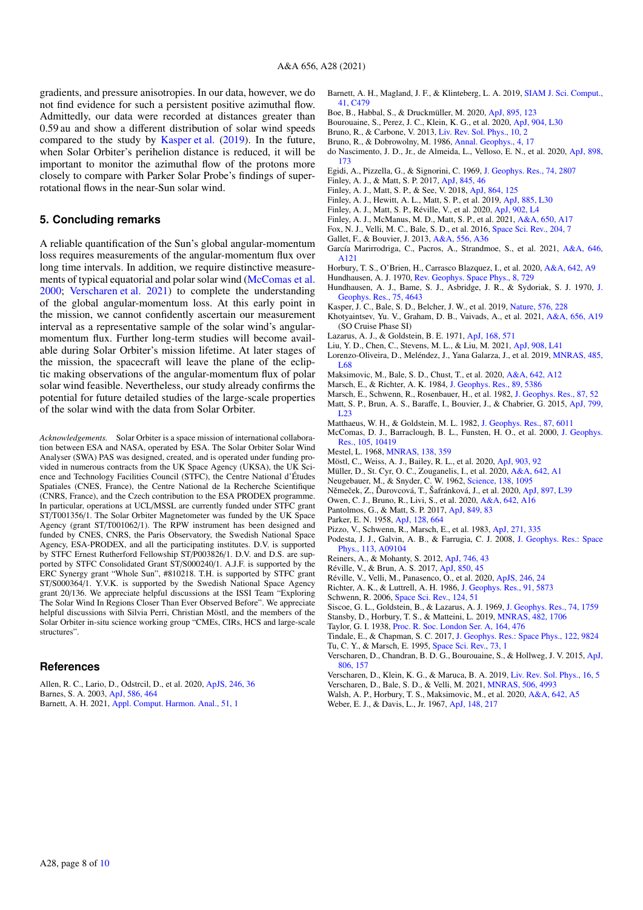gradients, and pressure anisotropies. In our data, however, we do not find evidence for such a persistent positive azimuthal flow. Admittedly, our data were recorded at distances greater than 0.59 au and show a different distribution of solar wind speeds compared to the study by Kasper et al. (2019). In the future, when Solar Orbiter's perihelion distance is reduced, it will be important to monitor the azimuthal flow of the protons more closely to compare with Parker Solar Probe's findings of super-rotational flows in the near-Sun solar wind.

## 5. Concluding remarks

A reliable quantification of the Sun's global angular-momentum loss requires measurements of the angular-momentum flux over long time intervals. In addition, we require distinctive measurements of typical equatorial and polar solar wind (McComas et al. 2000; Verscharen et al. 2021) to complete the understanding of the global angular-momentum loss. At this early point in the mission, we cannot confidently ascertain our measurement interval as a representative sample of the solar wind's angular-momentum flux. Further long-term studies will become available during Solar Orbiter's mission lifetime. At later stages of the mission, the spacecraft will leave the plane of the ecliptic making observations of the angular-momentum flux of polar solar wind feasible. Nevertheless, our study already confirms the potential for future detailed studies of the large-scale properties of the solar wind with the data from Solar Orbiter.

*Acknowledgements.* Solar Orbiter is a space mission of international collaboration between ESA and NASA, operated by ESA. The Solar Orbiter Solar Wind Analyser (SWA) PAS was designed, created, and is operated under funding provided in numerous contracts from the UK Space Agency (UKSA), the UK Science and Technology Facilities Council (STFC), the Centre National d'Études Spatiales (CNES, France), the Centre National de la Recherche Scientifique (CNRS, France), and the Czech contribution to the ESA PRODEX programme. In particular, operations at UCL/MSSL are currently funded under STFC grant ST/T001356/1. The Solar Orbiter Magnetometer was funded by the UK Space Agency (grant ST/T001062/1). The RPW instrument has been designed and funded by CNES, CNRS, the Paris Observatory, the Swedish National Space Agency, ESA-PRODEX, and all the participating institutes. D.V. is supported by STFC Ernest Rutherford Fellowship ST/P003826/1. D.V. and D.S. are supported by STFC Consolidated Grant ST/S000240/1. A.J.F. is supported by the ERC Synergy grant "Whole Sun", #810218. T.H. is supported by STFC grant ST/S000364/1. Y.V.K. is supported by the Swedish National Space Agency grant 20/136. We appreciate helpful discussions at the ISSI Team "Exploring The Solar Wind In Regions Closer Than Ever Observed Before". We appreciate helpful discussions with Silvia Perri, Christian Möstl, and the members of the Solar Orbiter in-situ science working group "CMEs, CIRs, HCS and large-scale structures".

## References

Allen, R. C., Lario, D., Odstrcil, D., et al. 2020, ApJS, 246, 36
Barnes, S. A. 2003, ApJ, 586, 464
Barnett, A. H. 2021, Appl. Comput. Harmon. Anal., 51, 1
Barnett, A. H., Magland, J. F., & Klinteberg, L. A. 2019, SIAM J. Sci. Comput., 41, C479
Boe, B., Habbal, S., & Druckmüller, M. 2020, ApJ, 895, 123
Bourouaine, S., Perez, J. C., Klein, K. G., et al. 2020, ApJ, 904, L30
Bruno, R., & Carbone, V. 2013, Liv. Rev. Sol. Phys., 10, 2
Bruno, R., & Dobrowolny, M. 1986, Annal. Geophys., 4, 17
do Nascimento, J. D., Jr., de Almeida, L., Velloso, E. N., et al. 2020, ApJ, 898, 173
Egidi, A., Pizzella, G., & Signorini, C. 1969, J. Geophys. Res., 74, 2807
Finley, A. J., & Matt, S. P. 2017, ApJ, 845, 46
Finley, A. J., Matt, S. P., & See, V. 2018, ApJ, 864, 125
Finley, A. J., Hewitt, A. L., Matt, S. P., et al. 2019, ApJ, 885, L30
Finley, A. J., Matt, S. P., Réville, V., et al. 2020, ApJ, 902, L4
Finley, A. J., McManus, M. D., Matt, S. P., et al. 2021, A&A, 650, A17
Fox, N. J., Velli, M. C., Bale, S. D., et al. 2016, Space Sci. Rev., 204, 7
Gallet, F., & Bouvier, J. 2013, A&A, 556, A36
García Marirrodriga, C., Pacros, A., Strandmoe, S., et al. 2021, A&A, 646, A121
Horbury, T. S., O'Brien, H., Carrasco Blazquez, I., et al. 2020, A&A, 642, A9
Hundhausen, A. J. 1970, Rev. Geophys. Space Phys., 8, 729
Hundhausen, A. J., Bame, S. J., Asbridge, J. R., & Sydoriak, S. J. 1970, J. Geophys. Res., 75, 4643
Kasper, J. C., Bale, S. D., Belcher, J. W., et al. 2019, Nature, 576, 228
Khotyaintsev, Yu. V., Graham, D. B., Vaivads, A., et al. 2021, A&A, 656, A19 (SO Cruise Phase SI)
Lazarus, A. J., & Goldstein, B. E. 1971, ApJ, 168, 571
Liu, Y. D., Chen, C., Stevens, M. L., & Liu, M. 2021, ApJ, 908, L41
Lorenzo-Oliveira, D., Meléndez, J., Yana Galarza, J., et al. 2019, MNRAS, 485, L68
Maksimovic, M., Bale, S. D., Chust, T., et al. 2020, A&A, 642, A12
Marsch, E., & Richter, A. K. 1984, J. Geophys. Res., 89, 5386
Marsch, E., Schwenn, R., Rosenbauer, H., et al. 1982, J. Geophys. Res., 87, 52
Matt, S. P., Brun, A. S., Baraffe, I., Bouvier, J., & Chabrier, G. 2015, ApJ, 799, L23
Matthaeus, W. H., & Goldstein, M. L. 1982, J. Geophys. Res., 87, 6011
McComas, D. J., Barraclough, B. L., Funsten, H. O., et al. 2000, J. Geophys. Res., 105, 10419
Mestel, L. 1968, MNRAS, 138, 359
Möstl, C., Weiss, A. J., Bailey, R. L., et al. 2020, ApJ, 903, 92
Müller, D., St. Cyr, O. C., Zouganelis, I., et al. 2020, A&A, 642, A1
Neugebauer, M., & Snyder, C. W. 1962, Science, 138, 1095
Němeček, Z., Ďurovcová, T., Šafránková, J., et al. 2020, ApJ, 897, L39
Owen, C. J., Bruno, R., Livi, S., et al. 2020, A&A, 642, A16
Pantolmos, G., & Matt, S. P. 2017, ApJ, 849, 83
Parker, E. N. 1958, ApJ, 128, 664
Pizzo, V., Schwenn, R., Marsch, E., et al. 1983, ApJ, 271, 335
Podesta, J. J., Galvin, A. B., & Farrugia, C. J. 2008, J. Geophys. Res.: Space Phys., 113, A09104
Reiners, A., & Mohanty, S. 2012, ApJ, 746, 43
Réville, V., & Brun, A. S. 2017, ApJ, 850, 45
Réville, V., Velli, M., Panasenco, O., et al. 2020, ApJS, 246, 24
Richter, A. K., & Luttrell, A. H. 1986, J. Geophys. Res., 91, 5873
Schwenn, R. 2006, Space Sci. Rev., 124, 51
Siscoe, G. L., Goldstein, B., & Lazarus, A. J. 1969, J. Geophys. Res., 74, 1759
Stansby, D., Horbury, T. S., & Matteini, L. 2019, MNRAS, 482, 1706
Taylor, G. I. 1938, Proc. R. Soc. London Ser. A, 164, 476
Tindale, E., & Chapman, S. C. 2017, J. Geophys. Res.: Space Phys., 122, 9824
Tu, C. Y., & Marsch, E. 1995, Space Sci. Rev., 73, 1
Verscharen, D., Chandran, B. D. G., Bourouaine, S., & Hollweg, J. V. 2015, ApJ, 806, 157
Verscharen, D., Klein, K. G., & Maruca, B. A. 2019, Liv. Rev. Sol. Phys., 16, 5
Verscharen, D., Bale, S. D., & Velli, M. 2021, MNRAS, 506, 4993
Walsh, A. P., Horbury, T. S., Maksimovic, M., et al. 2020, A&A, 642, A5
Weber, E. J., & Davis, L., Jr. 1967, ApJ, 148, 217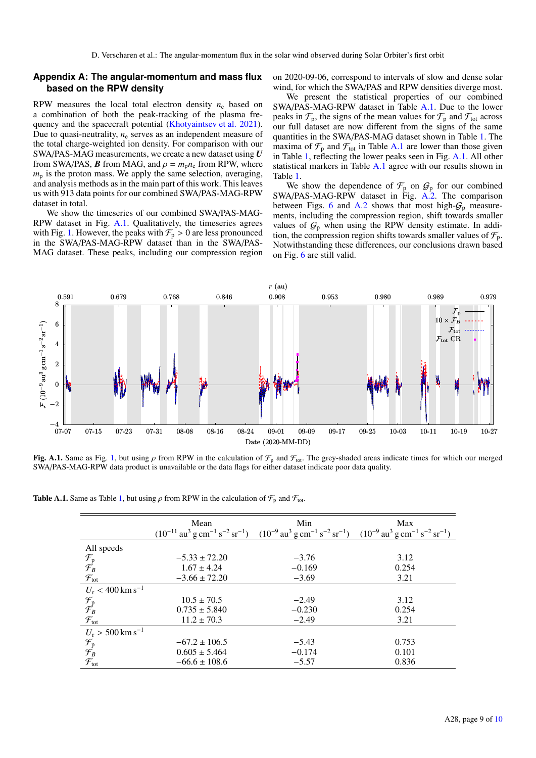## Appendix A: The angular-momentum and mass flux based on the RPW density

RPW measures the local total electron density $n_e$ based on a combination of both the peak-tracking of the plasma frequency and the spacecraft potential (Khotyaintsev et al. 2021). Due to quasi-neutrality, $n_e$ serves as an independent measure of the total charge-weighted ion density. For comparison with our SWA/PAS-MAG measurements, we create a new dataset using $\boldsymbol{U}$ from SWA/PAS, $\boldsymbol{B}$ from MAG, and $\rho = m_p n_e$ from RPW, where $m_p$ is the proton mass. We apply the same selection, averaging, and analysis methods as in the main part of this work. This leaves us with 913 data points for our combined SWA/PAS-MAG-RPW dataset in total.

We show the timeseries of our combined SWA/PAS-MAG-RPW dataset in Fig. A.1. Qualitatively, the timeseries agrees with Fig. 1. However, the peaks with $\mathcal{F}_p > 0$ are less pronounced in the SWA/PAS-MAG-RPW dataset than in the SWA/PAS-MAG dataset. These peaks, including our compression region on 2020-09-06, correspond to intervals of slow and dense solar wind, for which the SWA/PAS and RPW densities diverge most.

We present the statistical properties of our combined SWA/PAS-MAG-RPW dataset in Table A.1. Due to the lower peaks in $\mathcal{F}_p$, the signs of the mean values for $\mathcal{F}_p$ and $\mathcal{F}_{tot}$ across our full dataset are now different from the signs of the same quantities in the SWA/PAS-MAG dataset shown in Table 1. The maxima of $\mathcal{F}_p$ and $\mathcal{F}_{tot}$ in Table A.1 are lower than those given in Table 1, reflecting the lower peaks seen in Fig. A.1. All other statistical markers in Table A.1 agree with our results shown in Table 1.

We show the dependence of $\mathcal{F}_p$ on $\mathcal{G}_p$ for our combined SWA/PAS-MAG-RPW dataset in Fig. A.2. The comparison between Figs. 6 and A.2 shows that most high-$\mathcal{G}_p$ measurements, including the compression region, shift towards smaller values of $\mathcal{G}_p$ when using the RPW density estimate. In addition, the compression region shifts towards smaller values of $\mathcal{F}_p$. Notwithstanding these differences, our conclusions drawn based on Fig. 6 are still valid.

**Fig. A.1.** Same as Fig. 1, but using $\rho$ from RPW in the calculation of $\mathcal{F}_p$ and $\mathcal{F}_{tot}$. The grey-shaded areas indicate times for which our merged SWA/PAS-MAG-RPW data product is unavailable or the data flags for either dataset indicate poor data quality.

**Table A.1.** Same as Table 1, but using $\rho$ from RPW in the calculation of $\mathcal{F}_p$ and $\mathcal{F}_{tot}$.

| | Mean ($10^{-11}$ au$^3$ g cm$^{-1}$ s$^{-2}$ sr$^{-1}$) | Min ($10^{-9}$ au$^3$ g cm$^{-1}$ s$^{-2}$ sr$^{-1}$) | Max ($10^{-9}$ au$^3$ g cm$^{-1}$ s$^{-2}$ sr$^{-1}$) |
|---|---|---|---|
| All speeds | | | |
| $\mathcal{F}_p$ | $-5.33 \pm 72.20$ | $-3.76$ | 3.12 |
| $\mathcal{F}_B$ | $1.67 \pm 4.24$ | $-0.169$ | 0.254 |
| $\mathcal{F}_{tot}$ | $-3.66 \pm 72.20$ | $-3.69$ | 3.21 |
| $U_r < 400$ km s$^{-1}$ | | | |
| $\mathcal{F}_p$ | $10.5 \pm 70.5$ | $-2.49$ | 3.12 |
| $\mathcal{F}_B$ | $0.735 \pm 5.840$ | $-0.230$ | 0.254 |
| $\mathcal{F}_{tot}$ | $11.2 \pm 70.3$ | $-2.49$ | 3.21 |
| $U_r > 500$ km s$^{-1}$ | | | |
| $\mathcal{F}_p$ | $-67.2 \pm 106.5$ | $-5.43$ | 0.753 |
| $\mathcal{F}_B$ | $0.605 \pm 5.464$ | $-0.174$ | 0.101 |
| $\mathcal{F}_{tot}$ | $-66.6 \pm 108.6$ | $-5.57$ | 0.836 |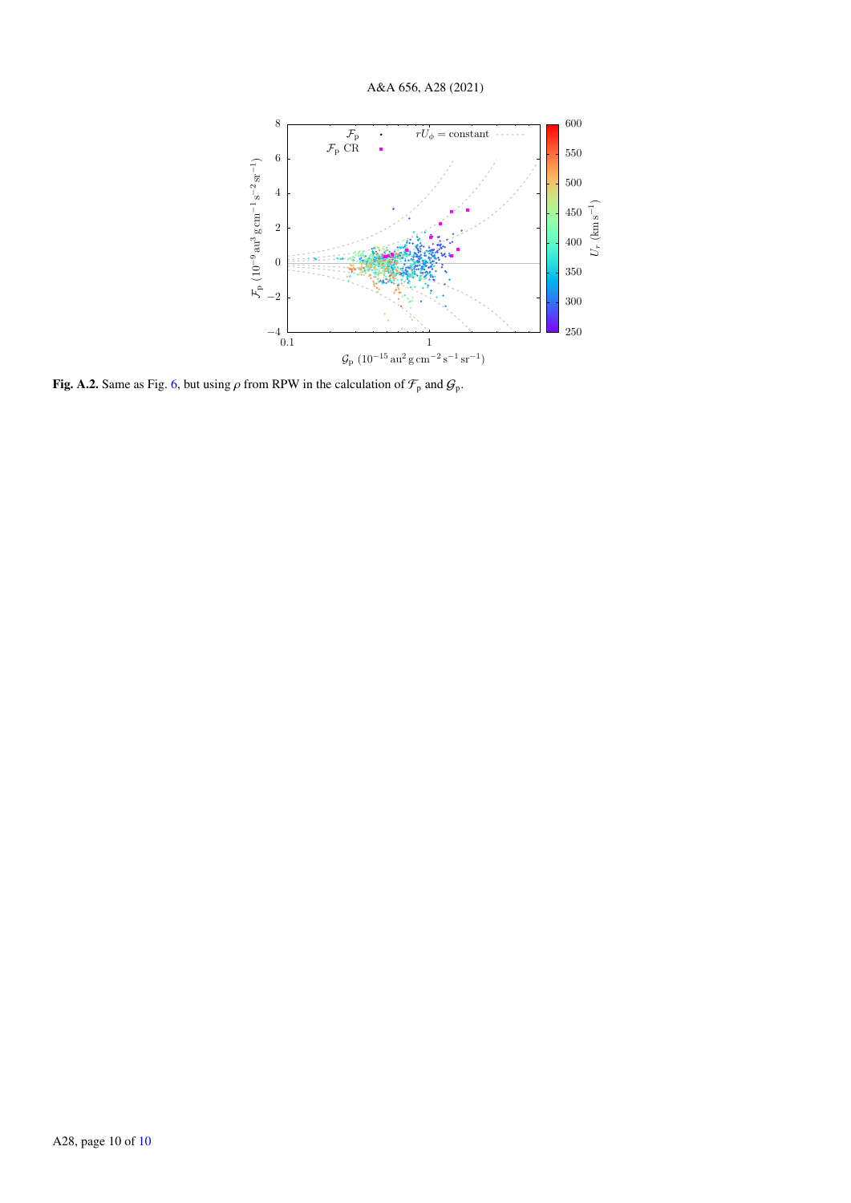8

6

4

2

0

−2

−4

0.1

1

$\mathcal{F}_\mathrm{p}$

$\mathcal{F}_\mathrm{p}$ CR

$rU_\phi = \mathrm{constant}$

$\mathcal{F}_\mathrm{p}$ $(10^{-9}\,\mathrm{au}^3\,\mathrm{g\,cm}^{-1}\,\mathrm{s}^{-2}\,\mathrm{sr}^{-1})$

$\mathcal{G}_\mathrm{p}$ $(10^{-15}\,\mathrm{au}^2\,\mathrm{g\,cm}^{-2}\,\mathrm{s}^{-1}\,\mathrm{sr}^{-1})$

600

550

500

450

400

350

300

250

$U_r$ $(\mathrm{km\,s}^{-1})$

**Fig. A.2.** Same as Fig. 6, but using $\rho$ from RPW in the calculation of $\mathcal{F}_\mathrm{p}$ and $\mathcal{G}_\mathrm{p}$.